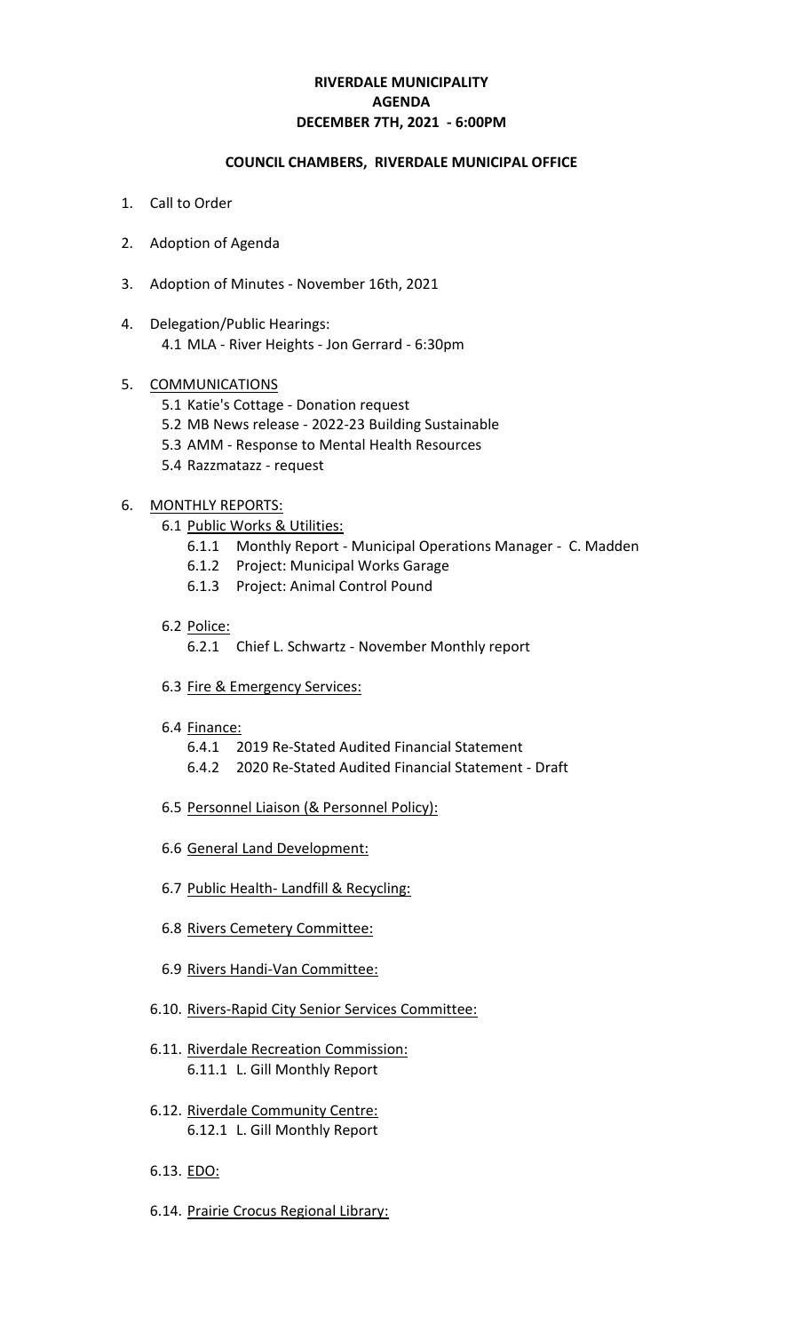# RIVERDALE MUNICIPALITY
# AGENDA
# DECEMBER 7TH, 2021 - 6:00PM

## COUNCIL CHAMBERS, RIVERDALE MUNICIPAL OFFICE

1. Call to Order
2. Adoption of Agenda
3. Adoption of Minutes - November 16th, 2021
4. Delegation/Public Hearings:
   - 4.1 MLA - River Heights - Jon Gerrard - 6:30pm
5. COMMUNICATIONS
   - 5.1 Katie's Cottage - Donation request
   - 5.2 MB News release - 2022-23 Building Sustainable
   - 5.3 AMM - Response to Mental Health Resources
   - 5.4 Razzmatazz - request
6. MONTHLY REPORTS:
   - 6.1 Public Works & Utilities:
     - 6.1.1 Monthly Report - Municipal Operations Manager - C. Madden
     - 6.1.2 Project: Municipal Works Garage
     - 6.1.3 Project: Animal Control Pound
   - 6.2 Police:
     - 6.2.1 Chief L. Schwartz - November Monthly report
   - 6.3 Fire & Emergency Services:
   - 6.4 Finance:
     - 6.4.1 2019 Re-Stated Audited Financial Statement
     - 6.4.2 2020 Re-Stated Audited Financial Statement - Draft
   - 6.5 Personnel Liaison (& Personnel Policy):
   - 6.6 General Land Development:
   - 6.7 Public Health- Landfill & Recycling:
   - 6.8 Rivers Cemetery Committee:
   - 6.9 Rivers Handi-Van Committee:
   - 6.10. Rivers-Rapid City Senior Services Committee:
   - 6.11. Riverdale Recreation Commission:
     - 6.11.1 L. Gill Monthly Report
   - 6.12. Riverdale Community Centre:
     - 6.12.1 L. Gill Monthly Report
   - 6.13. EDO:
   - 6.14. Prairie Crocus Regional Library: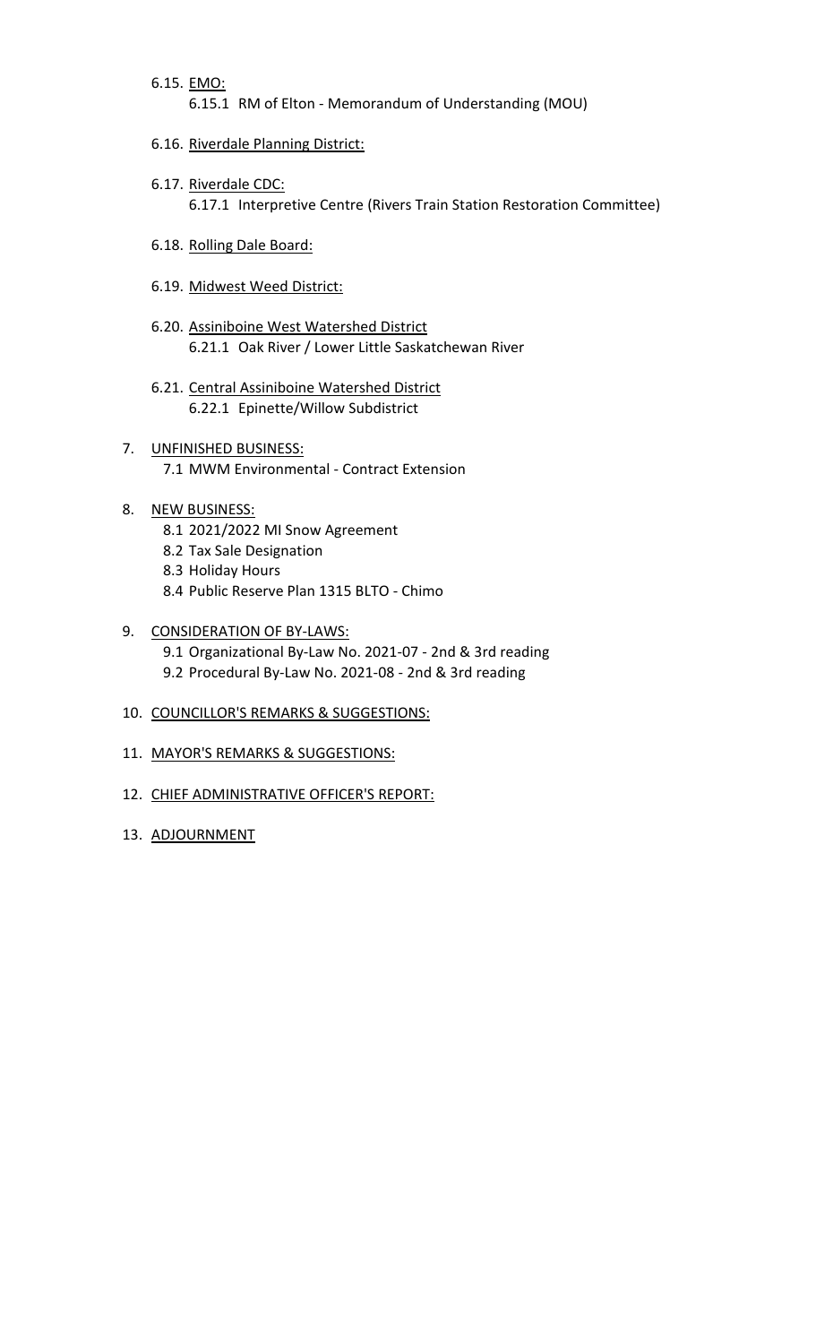6.15. EMO:
   - 6.15.1 RM of Elton - Memorandum of Understanding (MOU)

6.16. Riverdale Planning District:

6.17. Riverdale CDC:
   - 6.17.1 Interpretive Centre (Rivers Train Station Restoration Committee)

6.18. Rolling Dale Board:

6.19. Midwest Weed District:

6.20. Assiniboine West Watershed District
   - 6.21.1 Oak River / Lower Little Saskatchewan River

6.21. Central Assiniboine Watershed District
   - 6.22.1 Epinette/Willow Subdistrict

7. UNFINISHED BUSINESS:
   - 7.1 MWM Environmental - Contract Extension

8. NEW BUSINESS:
   - 8.1 2021/2022 MI Snow Agreement
   - 8.2 Tax Sale Designation
   - 8.3 Holiday Hours
   - 8.4 Public Reserve Plan 1315 BLTO - Chimo

9. CONSIDERATION OF BY-LAWS:
   - 9.1 Organizational By-Law No. 2021-07 - 2nd & 3rd reading
   - 9.2 Procedural By-Law No. 2021-08 - 2nd & 3rd reading

10. COUNCILLOR'S REMARKS & SUGGESTIONS:

11. MAYOR'S REMARKS & SUGGESTIONS:

12. CHIEF ADMINISTRATIVE OFFICER'S REPORT:

13. ADJOURNMENT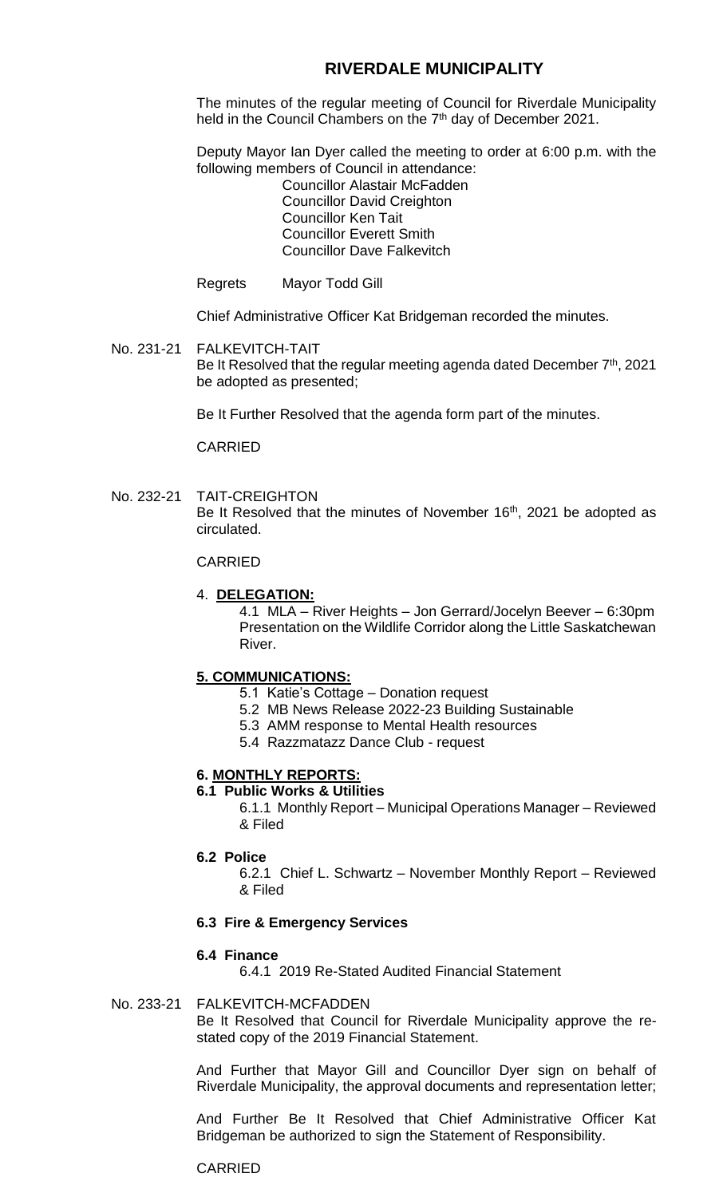# RIVERDALE MUNICIPALITY

The minutes of the regular meeting of Council for Riverdale Municipality held in the Council Chambers on the 7th day of December 2021.

Deputy Mayor Ian Dyer called the meeting to order at 6:00 p.m. with the following members of Council in attendance:

Councillor Alastair McFadden
Councillor David Creighton
Councillor Ken Tait
Councillor Everett Smith
Councillor Dave Falkevitch

Regrets Mayor Todd Gill

Chief Administrative Officer Kat Bridgeman recorded the minutes.

No. 231-21 FALKEVITCH-TAIT

Be It Resolved that the regular meeting agenda dated December 7th, 2021 be adopted as presented;

Be It Further Resolved that the agenda form part of the minutes.

CARRIED

No. 232-21 TAIT-CREIGHTON

Be It Resolved that the minutes of November 16th, 2021 be adopted as circulated.

CARRIED

4. **DELEGATION:**

4.1 MLA – River Heights – Jon Gerrard/Jocelyn Beever – 6:30pm Presentation on the Wildlife Corridor along the Little Saskatchewan River.

**5. COMMUNICATIONS:**

5.1 Katie's Cottage – Donation request
5.2 MB News Release 2022-23 Building Sustainable
5.3 AMM response to Mental Health resources
5.4 Razzmatazz Dance Club - request

**6. MONTHLY REPORTS:**

**6.1 Public Works & Utilities**

6.1.1 Monthly Report – Municipal Operations Manager – Reviewed & Filed

**6.2 Police**

6.2.1 Chief L. Schwartz – November Monthly Report – Reviewed & Filed

**6.3 Fire & Emergency Services**

**6.4 Finance**

6.4.1 2019 Re-Stated Audited Financial Statement

No. 233-21 FALKEVITCH-MCFADDEN

Be It Resolved that Council for Riverdale Municipality approve the re-stated copy of the 2019 Financial Statement.

And Further that Mayor Gill and Councillor Dyer sign on behalf of Riverdale Municipality, the approval documents and representation letter;

And Further Be It Resolved that Chief Administrative Officer Kat Bridgeman be authorized to sign the Statement of Responsibility.

CARRIED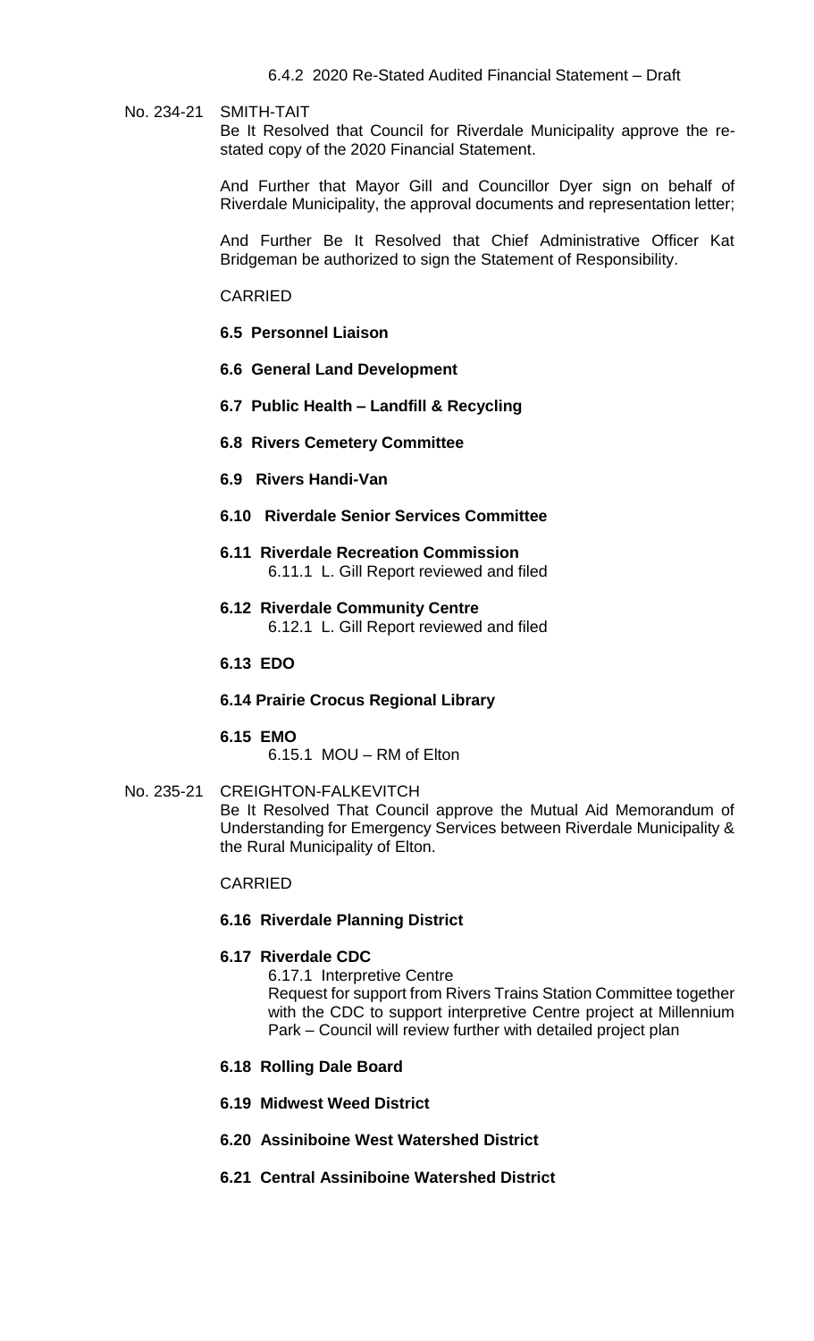6.4.2 2020 Re-Stated Audited Financial Statement – Draft

No. 234-21 SMITH-TAIT

Be It Resolved that Council for Riverdale Municipality approve the re-stated copy of the 2020 Financial Statement.

And Further that Mayor Gill and Councillor Dyer sign on behalf of Riverdale Municipality, the approval documents and representation letter;

And Further Be It Resolved that Chief Administrative Officer Kat Bridgeman be authorized to sign the Statement of Responsibility.

CARRIED

**6.5 Personnel Liaison**

**6.6 General Land Development**

**6.7 Public Health – Landfill & Recycling**

**6.8 Rivers Cemetery Committee**

**6.9 Rivers Handi-Van**

**6.10 Riverdale Senior Services Committee**

**6.11 Riverdale Recreation Commission**

6.11.1 L. Gill Report reviewed and filed

**6.12 Riverdale Community Centre**

6.12.1 L. Gill Report reviewed and filed

**6.13 EDO**

**6.14 Prairie Crocus Regional Library**

**6.15 EMO**

6.15.1 MOU – RM of Elton

No. 235-21 CREIGHTON-FALKEVITCH

Be It Resolved That Council approve the Mutual Aid Memorandum of Understanding for Emergency Services between Riverdale Municipality & the Rural Municipality of Elton.

CARRIED

**6.16 Riverdale Planning District**

**6.17 Riverdale CDC**

6.17.1 Interpretive Centre

Request for support from Rivers Trains Station Committee together with the CDC to support interpretive Centre project at Millennium Park – Council will review further with detailed project plan

**6.18 Rolling Dale Board**

**6.19 Midwest Weed District**

**6.20 Assiniboine West Watershed District**

**6.21 Central Assiniboine Watershed District**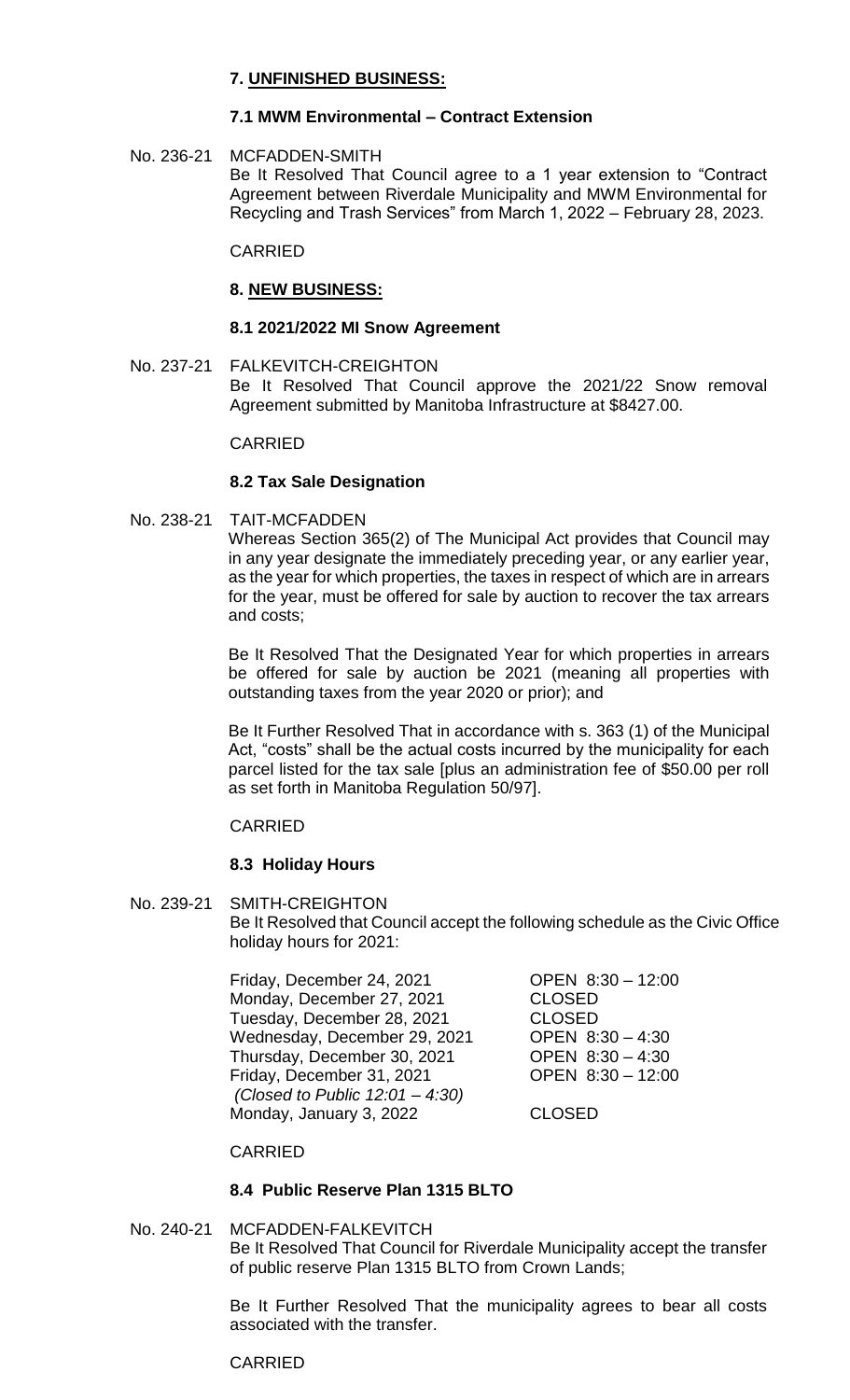## 7. UNFINISHED BUSINESS:

### 7.1 MWM Environmental – Contract Extension

No. 236-21 MCFADDEN-SMITH

Be It Resolved That Council agree to a 1 year extension to "Contract Agreement between Riverdale Municipality and MWM Environmental for Recycling and Trash Services" from March 1, 2022 – February 28, 2023.

CARRIED

## 8. NEW BUSINESS:

### 8.1 2021/2022 MI Snow Agreement

No. 237-21 FALKEVITCH-CREIGHTON

Be It Resolved That Council approve the 2021/22 Snow removal Agreement submitted by Manitoba Infrastructure at $8427.00.

CARRIED

### 8.2 Tax Sale Designation

No. 238-21 TAIT-MCFADDEN

Whereas Section 365(2) of The Municipal Act provides that Council may in any year designate the immediately preceding year, or any earlier year, as the year for which properties, the taxes in respect of which are in arrears for the year, must be offered for sale by auction to recover the tax arrears and costs;

Be It Resolved That the Designated Year for which properties in arrears be offered for sale by auction be 2021 (meaning all properties with outstanding taxes from the year 2020 or prior); and

Be It Further Resolved That in accordance with s. 363 (1) of the Municipal Act, "costs" shall be the actual costs incurred by the municipality for each parcel listed for the tax sale [plus an administration fee of $50.00 per roll as set forth in Manitoba Regulation 50/97].

CARRIED

### 8.3 Holiday Hours

No. 239-21 SMITH-CREIGHTON

Be It Resolved that Council accept the following schedule as the Civic Office holiday hours for 2021:

| | |
|---|---|
| Friday, December 24, 2021 | OPEN 8:30 – 12:00 |
| Monday, December 27, 2021 | CLOSED |
| Tuesday, December 28, 2021 | CLOSED |
| Wednesday, December 29, 2021 | OPEN 8:30 – 4:30 |
| Thursday, December 30, 2021 | OPEN 8:30 – 4:30 |
| Friday, December 31, 2021 *(Closed to Public 12:01 – 4:30)* | OPEN 8:30 – 12:00 |
| Monday, January 3, 2022 | CLOSED |

CARRIED

### 8.4 Public Reserve Plan 1315 BLTO

No. 240-21 MCFADDEN-FALKEVITCH

Be It Resolved That Council for Riverdale Municipality accept the transfer of public reserve Plan 1315 BLTO from Crown Lands;

Be It Further Resolved That the municipality agrees to bear all costs associated with the transfer.

CARRIED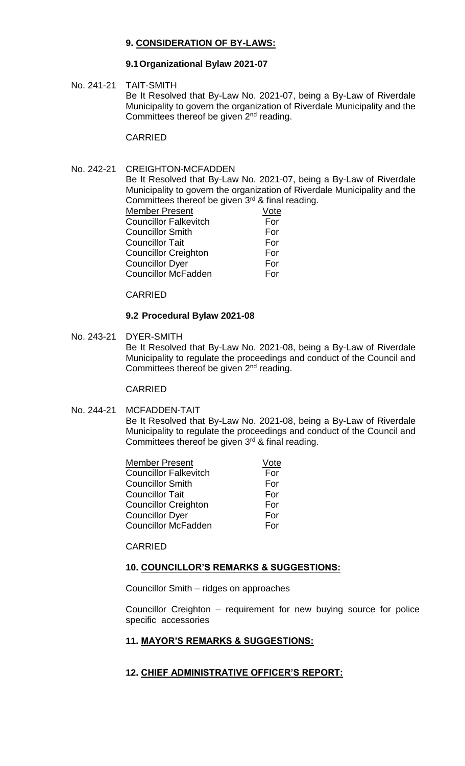## 9. CONSIDERATION OF BY-LAWS:

### 9.1 Organizational Bylaw 2021-07

No. 241-21 TAIT-SMITH

Be It Resolved that By-Law No. 2021-07, being a By-Law of Riverdale Municipality to govern the organization of Riverdale Municipality and the Committees thereof be given 2nd reading.

CARRIED

No. 242-21 CREIGHTON-MCFADDEN

Be It Resolved that By-Law No. 2021-07, being a By-Law of Riverdale Municipality to govern the organization of Riverdale Municipality and the Committees thereof be given 3rd & final reading.

| Member Present | Vote |
| --- | --- |
| Councillor Falkevitch | For |
| Councillor Smith | For |
| Councillor Tait | For |
| Councillor Creighton | For |
| Councillor Dyer | For |
| Councillor McFadden | For |

CARRIED

### 9.2 Procedural Bylaw 2021-08

No. 243-21 DYER-SMITH

Be It Resolved that By-Law No. 2021-08, being a By-Law of Riverdale Municipality to regulate the proceedings and conduct of the Council and Committees thereof be given 2nd reading.

CARRIED

No. 244-21 MCFADDEN-TAIT

Be It Resolved that By-Law No. 2021-08, being a By-Law of Riverdale Municipality to regulate the proceedings and conduct of the Council and Committees thereof be given 3rd & final reading.

| Member Present | Vote |
| --- | --- |
| Councillor Falkevitch | For |
| Councillor Smith | For |
| Councillor Tait | For |
| Councillor Creighton | For |
| Councillor Dyer | For |
| Councillor McFadden | For |

CARRIED

## 10. COUNCILLOR'S REMARKS & SUGGESTIONS:

Councillor Smith – ridges on approaches

Councillor Creighton – requirement for new buying source for police specific accessories

## 11. MAYOR'S REMARKS & SUGGESTIONS:

## 12. CHIEF ADMINISTRATIVE OFFICER'S REPORT: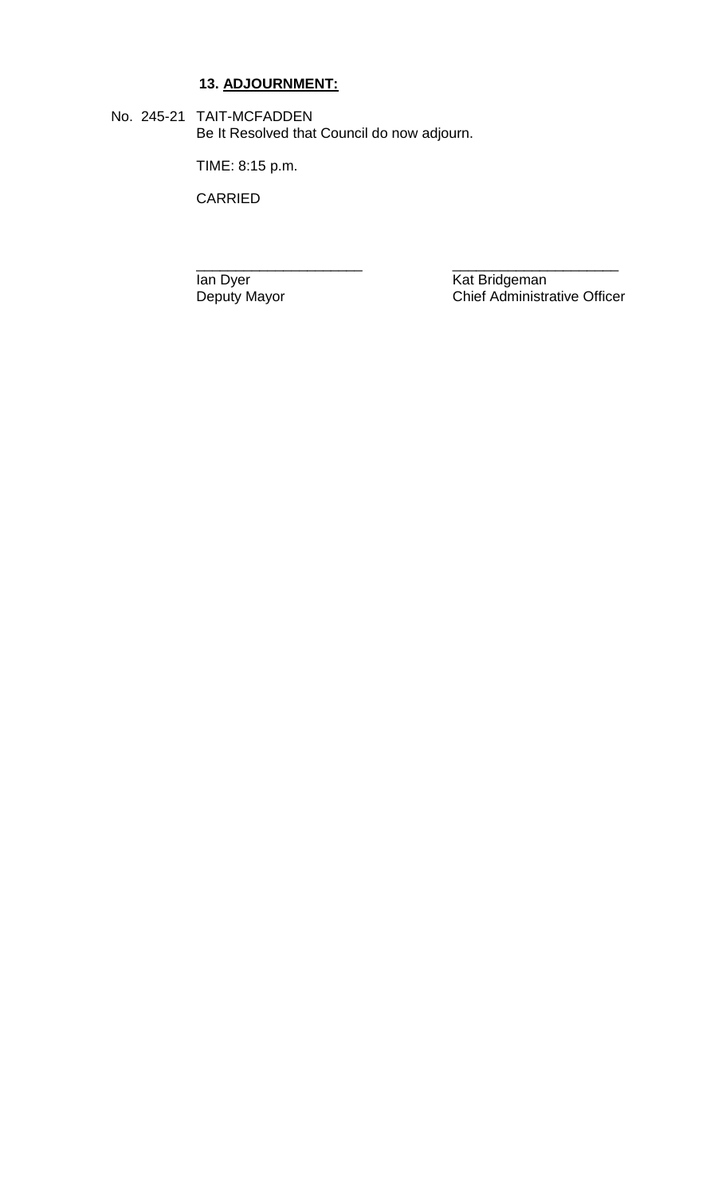## 13. **ADJOURNMENT:**

No. 245-21 TAIT-MCFADDEN
Be It Resolved that Council do now adjourn.

TIME: 8:15 p.m.

CARRIED

| | |
|---|---|
| _____________________ | _____________________ |
| Ian Dyer | Kat Bridgeman |
| Deputy Mayor | Chief Administrative Officer |